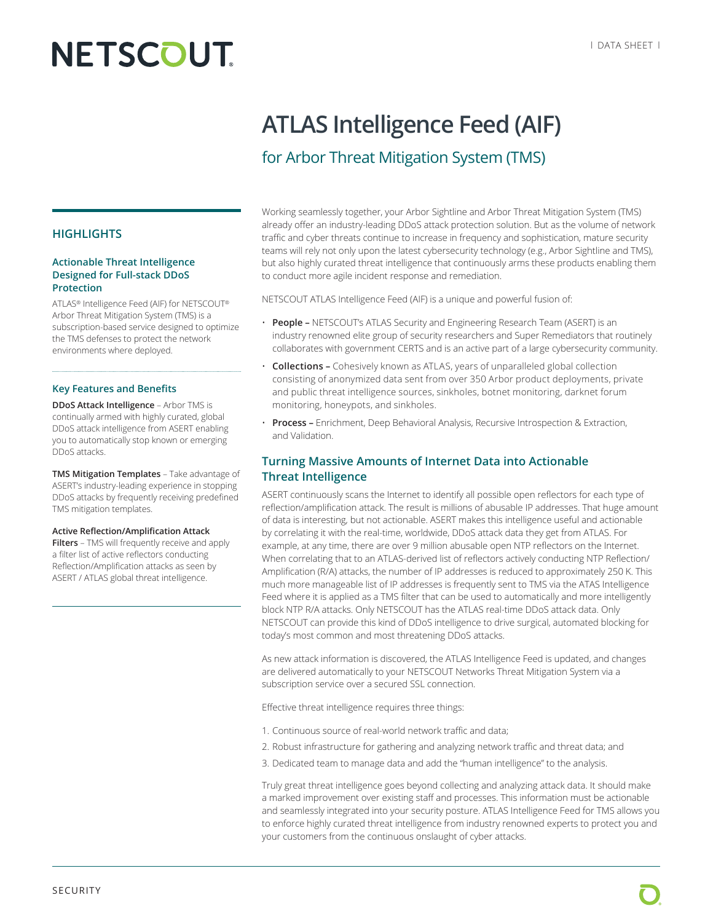# ATLAS Intelligence Feed (AIF)

## for Arbor Threat Mitigation System (TMS)

## HIGHLIGHTS

### Actionable Threat Intelligence Designed for Full-stack DDoS Protection

ATLAS® Intelligence Feed (AIF) for NETSCOUT® Arbor Threat Mitigation System (TMS) is a subscription-based service designed to optimize the TMS defenses to protect the network environments where deployed.

### Key Features and Benefits

**DDoS Attack Intelligence** – Arbor TMS is continually armed with highly curated, global DDoS attack intelligence from ASERT enabling you to automatically stop known or emerging DDoS attacks.

**TMS Mitigation Templates** – Take advantage of ASERT's industry-leading experience in stopping DDoS attacks by frequently receiving predefined TMS mitigation templates.

**Active Reflection/Amplification Attack Filters** – TMS will frequently receive and apply a filter list of active reflectors conducting Reflection/Amplification attacks as seen by ASERT / ATLAS global threat intelligence.

Working seamlessly together, your Arbor Sightline and Arbor Threat Mitigation System (TMS) already offer an industry-leading DDoS attack protection solution. But as the volume of network traffic and cyber threats continue to increase in frequency and sophistication, mature security teams will rely not only upon the latest cybersecurity technology (e.g., Arbor Sightline and TMS), but also highly curated threat intelligence that continuously arms these products enabling them to conduct more agile incident response and remediation.

NETSCOUT ATLAS Intelligence Feed (AIF) is a unique and powerful fusion of:

- **People –** NETSCOUT's ATLAS Security and Engineering Research Team (ASERT) is an industry renowned elite group of security researchers and Super Remediators that routinely collaborates with government CERTS and is an active part of a large cybersecurity community.
- **Collections –** Cohesively known as ATLAS, years of unparalleled global collection consisting of anonymized data sent from over 350 Arbor product deployments, private and public threat intelligence sources, sinkholes, botnet monitoring, darknet forum monitoring, honeypots, and sinkholes.
- **Process –** Enrichment, Deep Behavioral Analysis, Recursive Introspection & Extraction, and Validation.

## Turning Massive Amounts of Internet Data into Actionable Threat Intelligence

ASERT continuously scans the Internet to identify all possible open reflectors for each type of reflection/amplification attack. The result is millions of abusable IP addresses. That huge amount of data is interesting, but not actionable. ASERT makes this intelligence useful and actionable by correlating it with the real-time, worldwide, DDoS attack data they get from ATLAS. For example, at any time, there are over 9 million abusable open NTP reflectors on the Internet. When correlating that to an ATLAS-derived list of reflectors actively conducting NTP Reflection/ Amplification (R/A) attacks, the number of IP addresses is reduced to approximately 250 K. This much more manageable list of IP addresses is frequently sent to TMS via the ATAS Intelligence Feed where it is applied as a TMS filter that can be used to automatically and more intelligently block NTP R/A attacks. Only NETSCOUT has the ATLAS real-time DDoS attack data. Only NETSCOUT can provide this kind of DDoS intelligence to drive surgical, automated blocking for today's most common and most threatening DDoS attacks.

As new attack information is discovered, the ATLAS Intelligence Feed is updated, and changes are delivered automatically to your NETSCOUT Networks Threat Mitigation System via a subscription service over a secured SSL connection.

Effective threat intelligence requires three things:

1. Continuous source of real-world network traffic and data;
2. Robust infrastructure for gathering and analyzing network traffic and threat data; and
3. Dedicated team to manage data and add the "human intelligence" to the analysis.

Truly great threat intelligence goes beyond collecting and analyzing attack data. It should make a marked improvement over existing staff and processes. This information must be actionable and seamlessly integrated into your security posture. ATLAS Intelligence Feed for TMS allows you to enforce highly curated threat intelligence from industry renowned experts to protect you and your customers from the continuous onslaught of cyber attacks.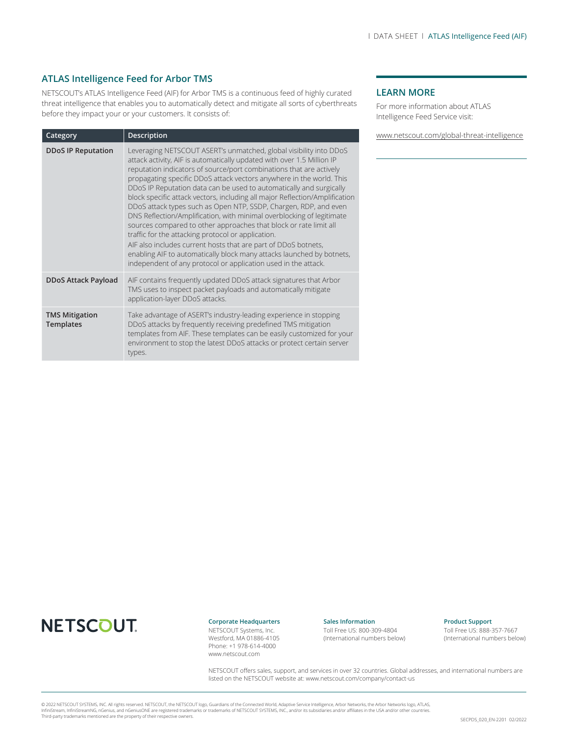## ATLAS Intelligence Feed for Arbor TMS

NETSCOUT's ATLAS Intelligence Feed (AIF) for Arbor TMS is a continuous feed of highly curated threat intelligence that enables you to automatically detect and mitigate all sorts of cyberthreats before they impact your or your customers. It consists of:

| Category | Description |
|---|---|
| **DDoS IP Reputation** | Leveraging NETSCOUT ASERT's unmatched, global visibility into DDoS attack activity, AIF is automatically updated with over 1.5 Million IP reputation indicators of source/port combinations that are actively propagating specific DDoS attack vectors anywhere in the world. This DDoS IP Reputation data can be used to automatically and surgically block specific attack vectors, including all major Reflection/Amplification DDoS attack types such as Open NTP, SSDP, Chargen, RDP, and even DNS Reflection/Amplification, with minimal overblocking of legitimate sources compared to other approaches that block or rate limit all traffic for the attacking protocol or application.<br>AIF also includes current hosts that are part of DDoS botnets, enabling AIF to automatically block many attacks launched by botnets, independent of any protocol or application used in the attack. |
| **DDoS Attack Payload** | AIF contains frequently updated DDoS attack signatures that Arbor TMS uses to inspect packet payloads and automatically mitigate application-layer DDoS attacks. |
| **TMS Mitigation Templates** | Take advantage of ASERT's industry-leading experience in stopping DDoS attacks by frequently receiving predefined TMS mitigation templates from AIF. These templates can be easily customized for your environment to stop the latest DDoS attacks or protect certain server types. |

### LEARN MORE

For more information about ATLAS Intelligence Feed Service visit:

www.netscout.com/global-threat-intelligence

NETSCOUT.

**Corporate Headquarters**
NETSCOUT Systems, Inc.
Westford, MA 01886-4105
Phone: +1 978-614-4000
www.netscout.com

**Sales Information**
Toll Free US: 800-309-4804
(International numbers below)

**Product Support**
Toll Free US: 888-357-7667
(International numbers below)

NETSCOUT offers sales, support, and services in over 32 countries. Global addresses, and international numbers are listed on the NETSCOUT website at: www.netscout.com/company/contact-us

© 2022 NETSCOUT SYSTEMS, INC. All rights reserved. NETSCOUT, the NETSCOUT logo, Guardians of the Connected World, Adaptive Service Intelligence, Arbor Networks, the Arbor Networks logo, ATLAS, InfiniStream, InfiniStreamNG, nGenius, and nGeniusONE are registered trademarks or trademarks of NETSCOUT SYSTEMS, INC., and/or its subsidiaries and/or affiliates in the USA and/or other countries. Third-party trademarks mentioned are the property of their respective owners.

SECPDS_020_EN-2201 02/2022